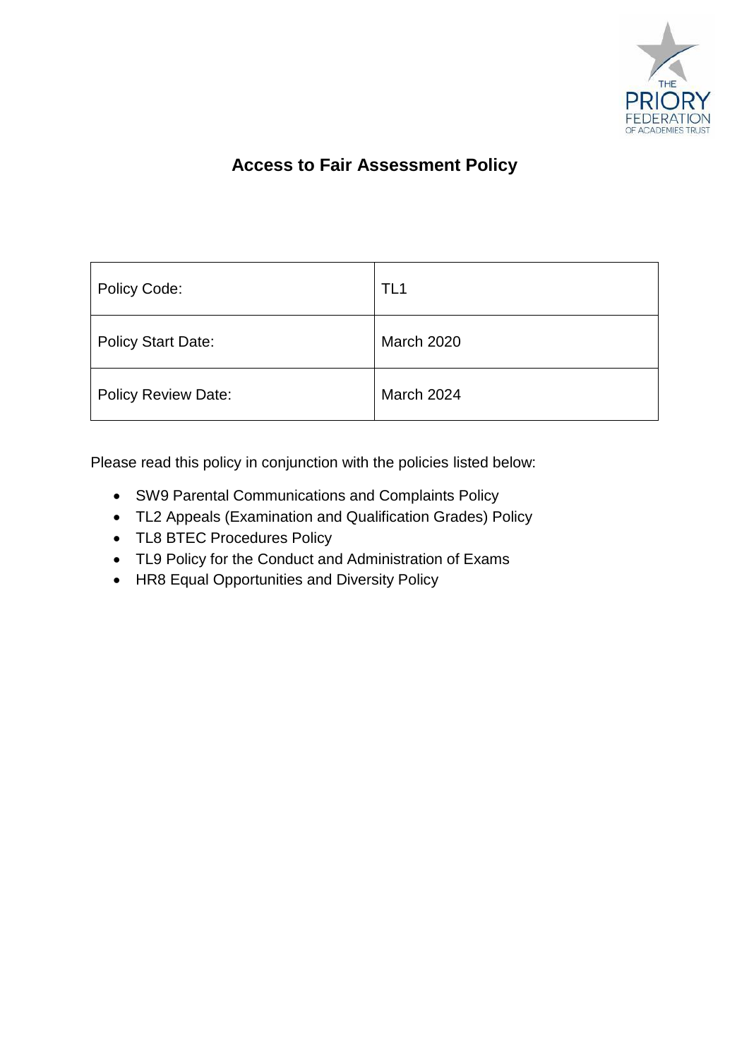# Access to Fair Assessment Policy

| Policy Code: | TL1 |
|---|---|
| Policy Start Date: | March 2020 |
| Policy Review Date: | March 2024 |

Please read this policy in conjunction with the policies listed below:

- SW9 Parental Communications and Complaints Policy
- TL2 Appeals (Examination and Qualification Grades) Policy
- TL8 BTEC Procedures Policy
- TL9 Policy for the Conduct and Administration of Exams
- HR8 Equal Opportunities and Diversity Policy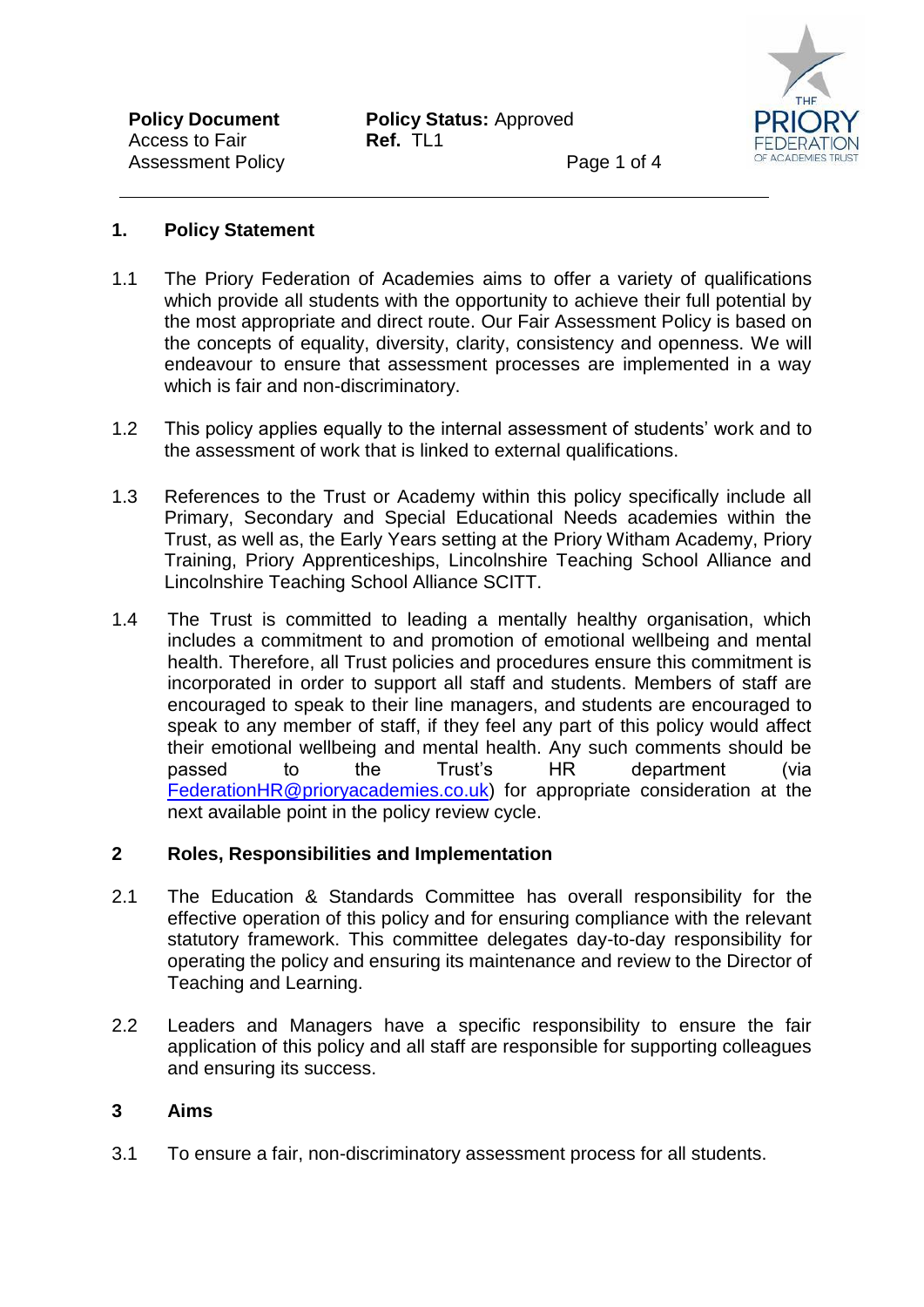## 1. Policy Statement

1.1 The Priory Federation of Academies aims to offer a variety of qualifications which provide all students with the opportunity to achieve their full potential by the most appropriate and direct route. Our Fair Assessment Policy is based on the concepts of equality, diversity, clarity, consistency and openness. We will endeavour to ensure that assessment processes are implemented in a way which is fair and non-discriminatory.

1.2 This policy applies equally to the internal assessment of students' work and to the assessment of work that is linked to external qualifications.

1.3 References to the Trust or Academy within this policy specifically include all Primary, Secondary and Special Educational Needs academies within the Trust, as well as, the Early Years setting at the Priory Witham Academy, Priory Training, Priory Apprenticeships, Lincolnshire Teaching School Alliance and Lincolnshire Teaching School Alliance SCITT.

1.4 The Trust is committed to leading a mentally healthy organisation, which includes a commitment to and promotion of emotional wellbeing and mental health. Therefore, all Trust policies and procedures ensure this commitment is incorporated in order to support all staff and students. Members of staff are encouraged to speak to their line managers, and students are encouraged to speak to any member of staff, if they feel any part of this policy would affect their emotional wellbeing and mental health. Any such comments should be passed to the Trust's HR department (via FederationHR@prioryacademies.co.uk) for appropriate consideration at the next available point in the policy review cycle.

## 2 Roles, Responsibilities and Implementation

2.1 The Education & Standards Committee has overall responsibility for the effective operation of this policy and for ensuring compliance with the relevant statutory framework. This committee delegates day-to-day responsibility for operating the policy and ensuring its maintenance and review to the Director of Teaching and Learning.

2.2 Leaders and Managers have a specific responsibility to ensure the fair application of this policy and all staff are responsible for supporting colleagues and ensuring its success.

## 3 Aims

3.1 To ensure a fair, non-discriminatory assessment process for all students.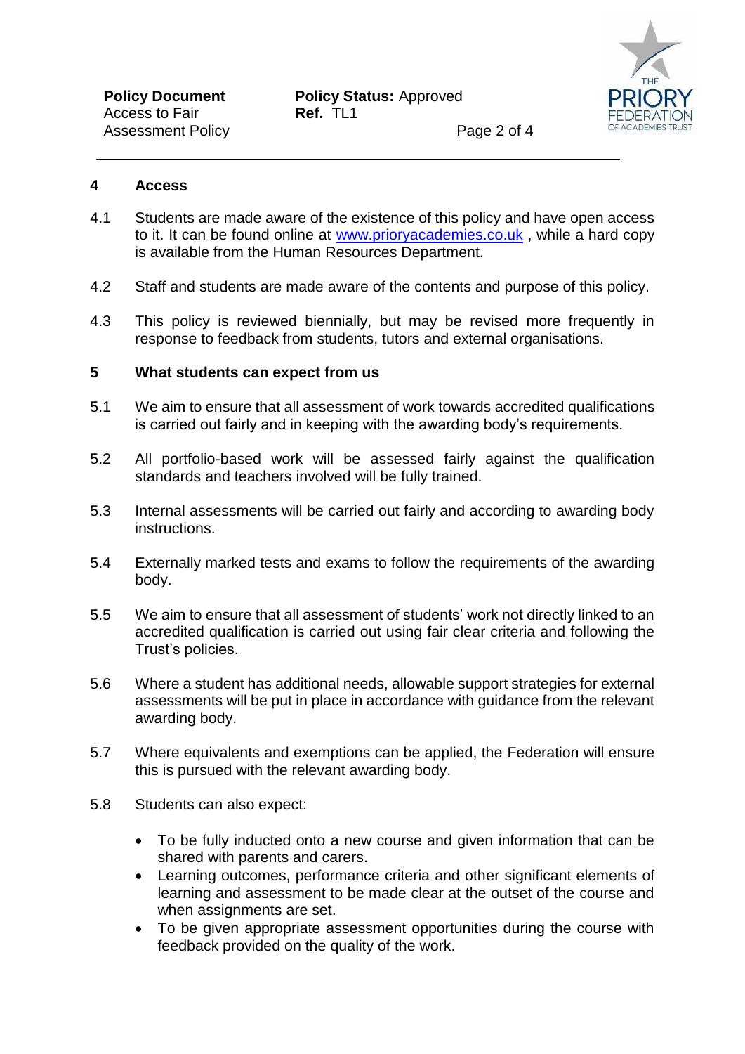## 4 Access

4.1 Students are made aware of the existence of this policy and have open access to it. It can be found online at [www.prioryacademies.co.uk](http://www.prioryacademies.co.uk) , while a hard copy is available from the Human Resources Department.

4.2 Staff and students are made aware of the contents and purpose of this policy.

4.3 This policy is reviewed biennially, but may be revised more frequently in response to feedback from students, tutors and external organisations.

## 5 What students can expect from us

5.1 We aim to ensure that all assessment of work towards accredited qualifications is carried out fairly and in keeping with the awarding body's requirements.

5.2 All portfolio-based work will be assessed fairly against the qualification standards and teachers involved will be fully trained.

5.3 Internal assessments will be carried out fairly and according to awarding body instructions.

5.4 Externally marked tests and exams to follow the requirements of the awarding body.

5.5 We aim to ensure that all assessment of students' work not directly linked to an accredited qualification is carried out using fair clear criteria and following the Trust's policies.

5.6 Where a student has additional needs, allowable support strategies for external assessments will be put in place in accordance with guidance from the relevant awarding body.

5.7 Where equivalents and exemptions can be applied, the Federation will ensure this is pursued with the relevant awarding body.

5.8 Students can also expect:

- To be fully inducted onto a new course and given information that can be shared with parents and carers.
- Learning outcomes, performance criteria and other significant elements of learning and assessment to be made clear at the outset of the course and when assignments are set.
- To be given appropriate assessment opportunities during the course with feedback provided on the quality of the work.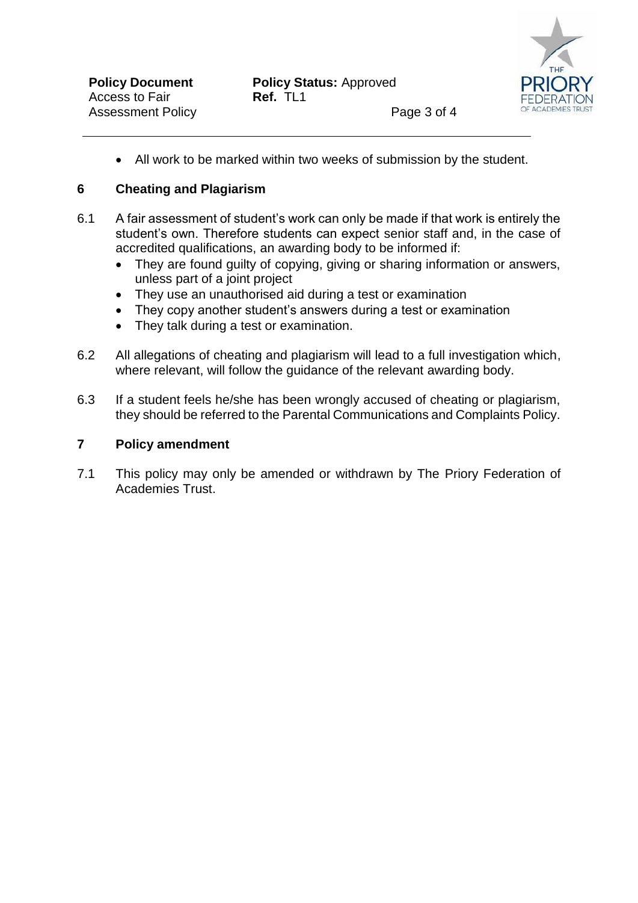- All work to be marked within two weeks of submission by the student.

## 6 Cheating and Plagiarism

6.1 A fair assessment of student's work can only be made if that work is entirely the student's own. Therefore students can expect senior staff and, in the case of accredited qualifications, an awarding body to be informed if:

- They are found guilty of copying, giving or sharing information or answers, unless part of a joint project
- They use an unauthorised aid during a test or examination
- They copy another student's answers during a test or examination
- They talk during a test or examination.

6.2 All allegations of cheating and plagiarism will lead to a full investigation which, where relevant, will follow the guidance of the relevant awarding body.

6.3 If a student feels he/she has been wrongly accused of cheating or plagiarism, they should be referred to the Parental Communications and Complaints Policy.

## 7 Policy amendment

7.1 This policy may only be amended or withdrawn by The Priory Federation of Academies Trust.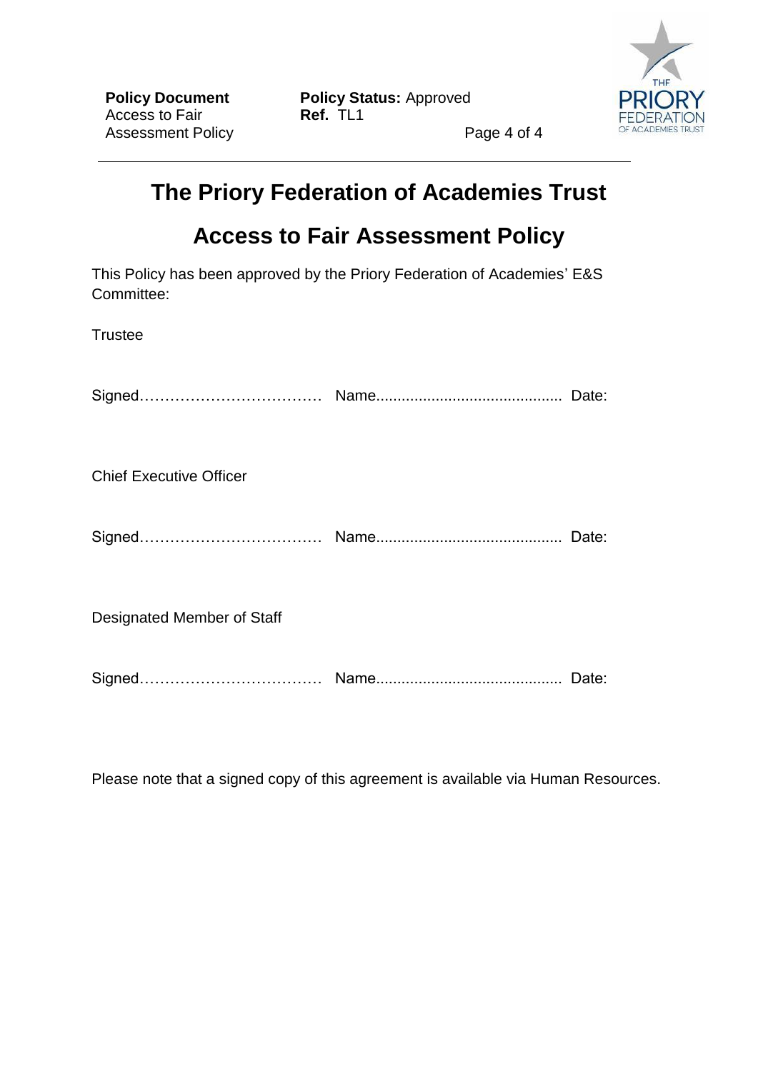# The Priory Federation of Academies Trust

## Access to Fair Assessment Policy

This Policy has been approved by the Priory Federation of Academies' E&S Committee:

Trustee

Signed……………………………… Name........................................... Date:

Chief Executive Officer

Signed……………………………… Name........................................... Date:

Designated Member of Staff

Signed……………………………… Name........................................... Date:

Please note that a signed copy of this agreement is available via Human Resources.